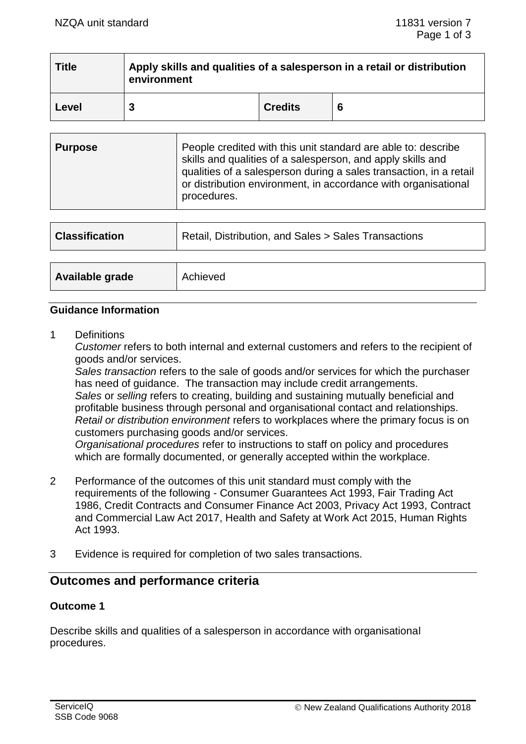| Title | Apply skills and qualities of a salesperson in a retail or distribution environment | | |
|---|---|---|---|
| **Level** | **3** | **Credits** | **6** |

| **Purpose** | People credited with this unit standard are able to: describe skills and qualities of a salesperson, and apply skills and qualities of a salesperson during a sales transaction, in a retail or distribution environment, in accordance with organisational procedures. |
|---|---|

| **Classification** | Retail, Distribution, and Sales > Sales Transactions |
|---|---|

| **Available grade** | Achieved |
|---|---|

### Guidance Information

1 Definitions
*Customer* refers to both internal and external customers and refers to the recipient of goods and/or services.
*Sales transaction* refers to the sale of goods and/or services for which the purchaser has need of guidance. The transaction may include credit arrangements.
*Sales* or *selling* refers to creating, building and sustaining mutually beneficial and profitable business through personal and organisational contact and relationships.
*Retail or distribution environment* refers to workplaces where the primary focus is on customers purchasing goods and/or services.
*Organisational procedures* refer to instructions to staff on policy and procedures which are formally documented, or generally accepted within the workplace.

2 Performance of the outcomes of this unit standard must comply with the requirements of the following - Consumer Guarantees Act 1993, Fair Trading Act 1986, Credit Contracts and Consumer Finance Act 2003, Privacy Act 1993, Contract and Commercial Law Act 2017, Health and Safety at Work Act 2015, Human Rights Act 1993.

3 Evidence is required for completion of two sales transactions.

## Outcomes and performance criteria

### Outcome 1

Describe skills and qualities of a salesperson in accordance with organisational procedures.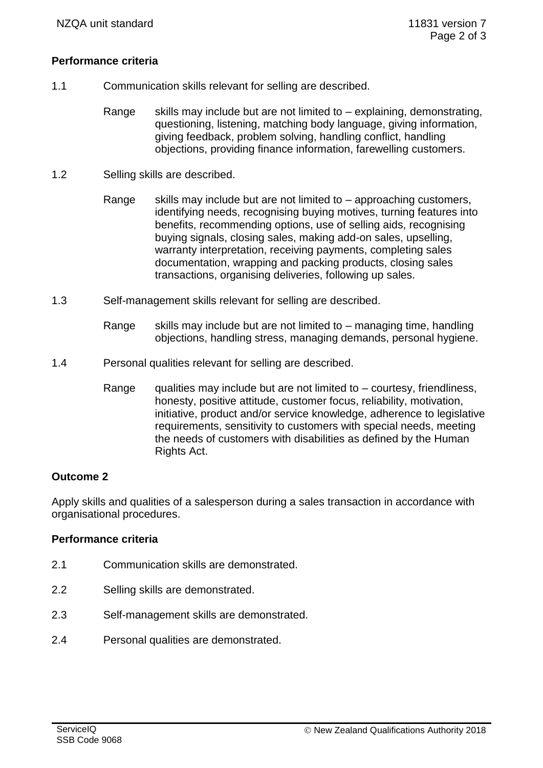**Performance criteria**

1.1 Communication skills relevant for selling are described.

Range skills may include but are not limited to – explaining, demonstrating, questioning, listening, matching body language, giving information, giving feedback, problem solving, handling conflict, handling objections, providing finance information, farewelling customers.

1.2 Selling skills are described.

Range skills may include but are not limited to – approaching customers, identifying needs, recognising buying motives, turning features into benefits, recommending options, use of selling aids, recognising buying signals, closing sales, making add-on sales, upselling, warranty interpretation, receiving payments, completing sales documentation, wrapping and packing products, closing sales transactions, organising deliveries, following up sales.

1.3 Self-management skills relevant for selling are described.

Range skills may include but are not limited to – managing time, handling objections, handling stress, managing demands, personal hygiene.

1.4 Personal qualities relevant for selling are described.

Range qualities may include but are not limited to – courtesy, friendliness, honesty, positive attitude, customer focus, reliability, motivation, initiative, product and/or service knowledge, adherence to legislative requirements, sensitivity to customers with special needs, meeting the needs of customers with disabilities as defined by the Human Rights Act.

## Outcome 2

Apply skills and qualities of a salesperson during a sales transaction in accordance with organisational procedures.

**Performance criteria**

2.1 Communication skills are demonstrated.

2.2 Selling skills are demonstrated.

2.3 Self-management skills are demonstrated.

2.4 Personal qualities are demonstrated.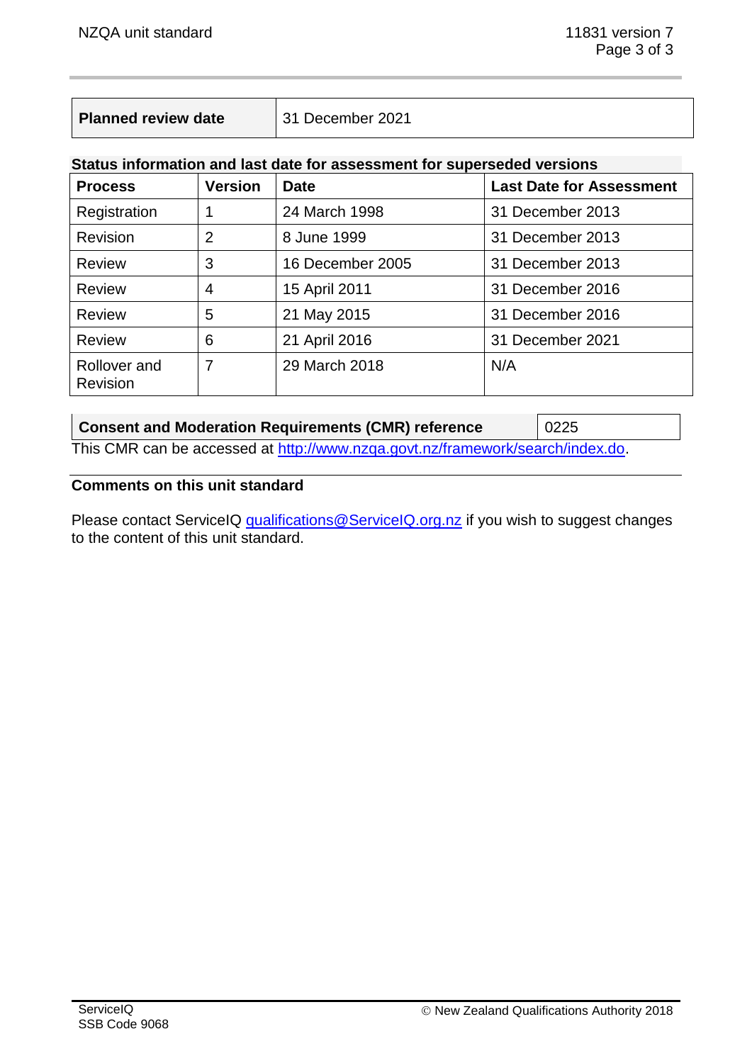| Planned review date | 31 December 2021 |
| --- | --- |

**Status information and last date for assessment for superseded versions**

| Process | Version | Date | Last Date for Assessment |
| --- | --- | --- | --- |
| Registration | 1 | 24 March 1998 | 31 December 2013 |
| Revision | 2 | 8 June 1999 | 31 December 2013 |
| Review | 3 | 16 December 2005 | 31 December 2013 |
| Review | 4 | 15 April 2011 | 31 December 2016 |
| Review | 5 | 21 May 2015 | 31 December 2016 |
| Review | 6 | 21 April 2016 | 31 December 2021 |
| Rollover and Revision | 7 | 29 March 2018 | N/A |

| Consent and Moderation Requirements (CMR) reference | 0225 |
| --- | --- |

This CMR can be accessed at http://www.nzqa.govt.nz/framework/search/index.do.

**Comments on this unit standard**

Please contact ServiceIQ qualifications@ServiceIQ.org.nz if you wish to suggest changes to the content of this unit standard.